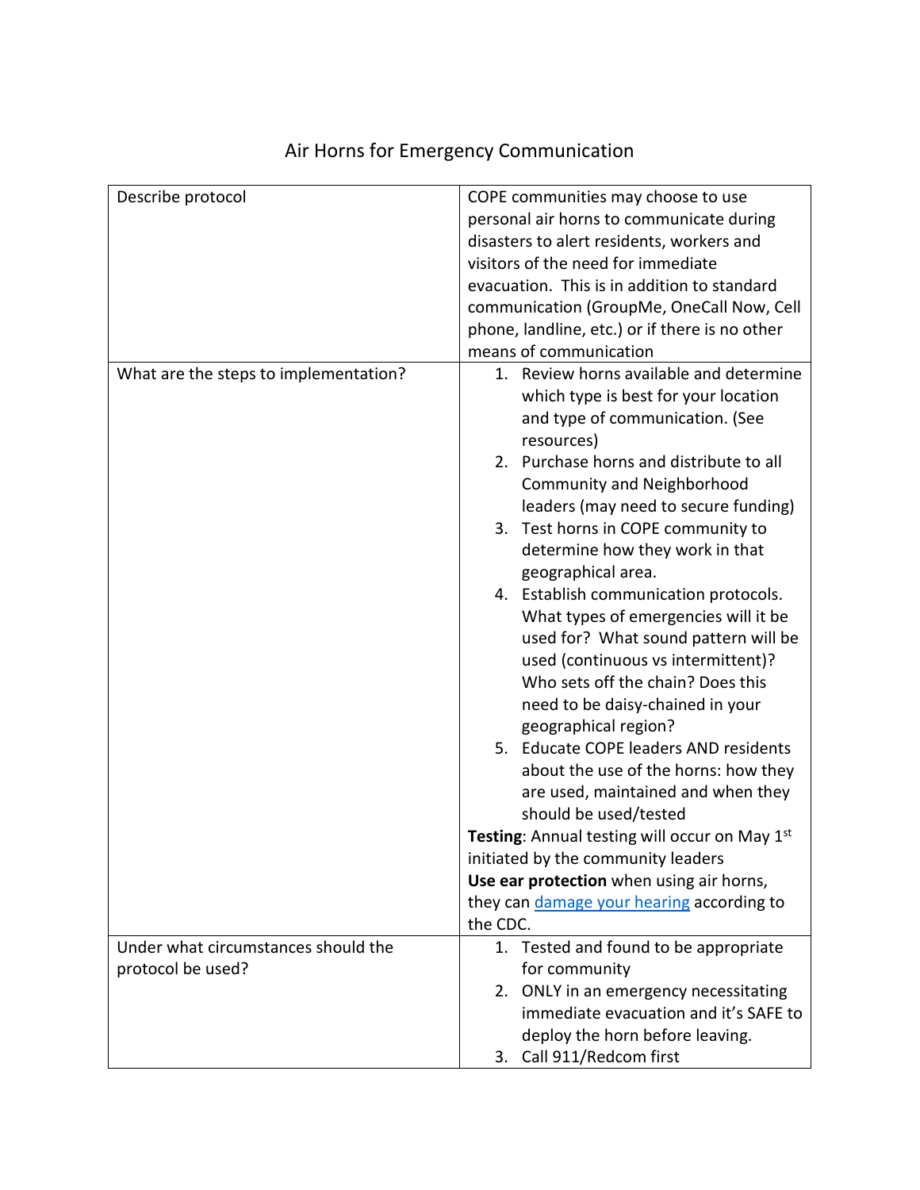# Air Horns for Emergency Communication

| | |
|---|---|
| Describe protocol | COPE communities may choose to use personal air horns to communicate during disasters to alert residents, workers and visitors of the need for immediate evacuation. This is in addition to standard communication (GroupMe, OneCall Now, Cell phone, landline, etc.) or if there is no other means of communication |
| What are the steps to implementation? | 1. Review horns available and determine which type is best for your location and type of communication. (See resources)<br>2. Purchase horns and distribute to all Community and Neighborhood leaders (may need to secure funding)<br>3. Test horns in COPE community to determine how they work in that geographical area.<br>4. Establish communication protocols. What types of emergencies will it be used for? What sound pattern will be used (continuous vs intermittent)? Who sets off the chain? Does this need to be daisy-chained in your geographical region?<br>5. Educate COPE leaders AND residents about the use of the horns: how they are used, maintained and when they should be used/tested<br>**Testing**: Annual testing will occur on May 1st initiated by the community leaders<br>**Use ear protection** when using air horns, they can damage your hearing according to the CDC. |
| Under what circumstances should the protocol be used? | 1. Tested and found to be appropriate for community<br>2. ONLY in an emergency necessitating immediate evacuation and it's SAFE to deploy the horn before leaving.<br>3. Call 911/Redcom first |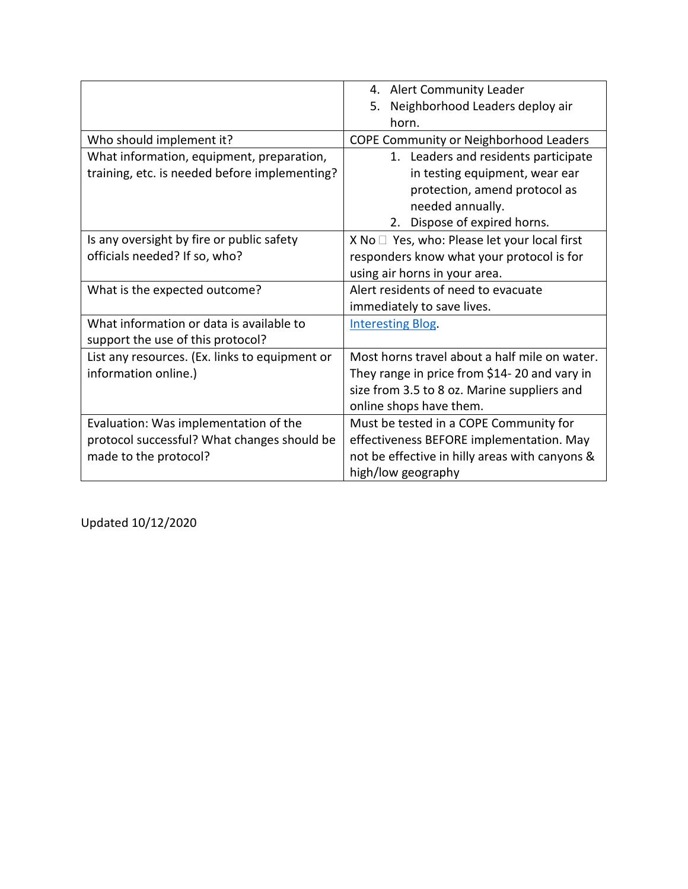| | |
|---|---|
| | 4. Alert Community Leader<br>5. Neighborhood Leaders deploy air horn. |
| Who should implement it? | COPE Community or Neighborhood Leaders |
| What information, equipment, preparation, training, etc. is needed before implementing? | 1. Leaders and residents participate in testing equipment, wear ear protection, amend protocol as needed annually.<br>2. Dispose of expired horns. |
| Is any oversight by fire or public safety officials needed? If so, who? | X No ☐ Yes, who: Please let your local first responders know what your protocol is for using air horns in your area. |
| What is the expected outcome? | Alert residents of need to evacuate immediately to save lives. |
| What information or data is available to support the use of this protocol? | Interesting Blog. |
| List any resources. (Ex. links to equipment or information online.) | Most horns travel about a half mile on water. They range in price from $14- 20 and vary in size from 3.5 to 8 oz. Marine suppliers and online shops have them. |
| Evaluation: Was implementation of the protocol successful? What changes should be made to the protocol? | Must be tested in a COPE Community for effectiveness BEFORE implementation. May not be effective in hilly areas with canyons & high/low geography |

Updated 10/12/2020